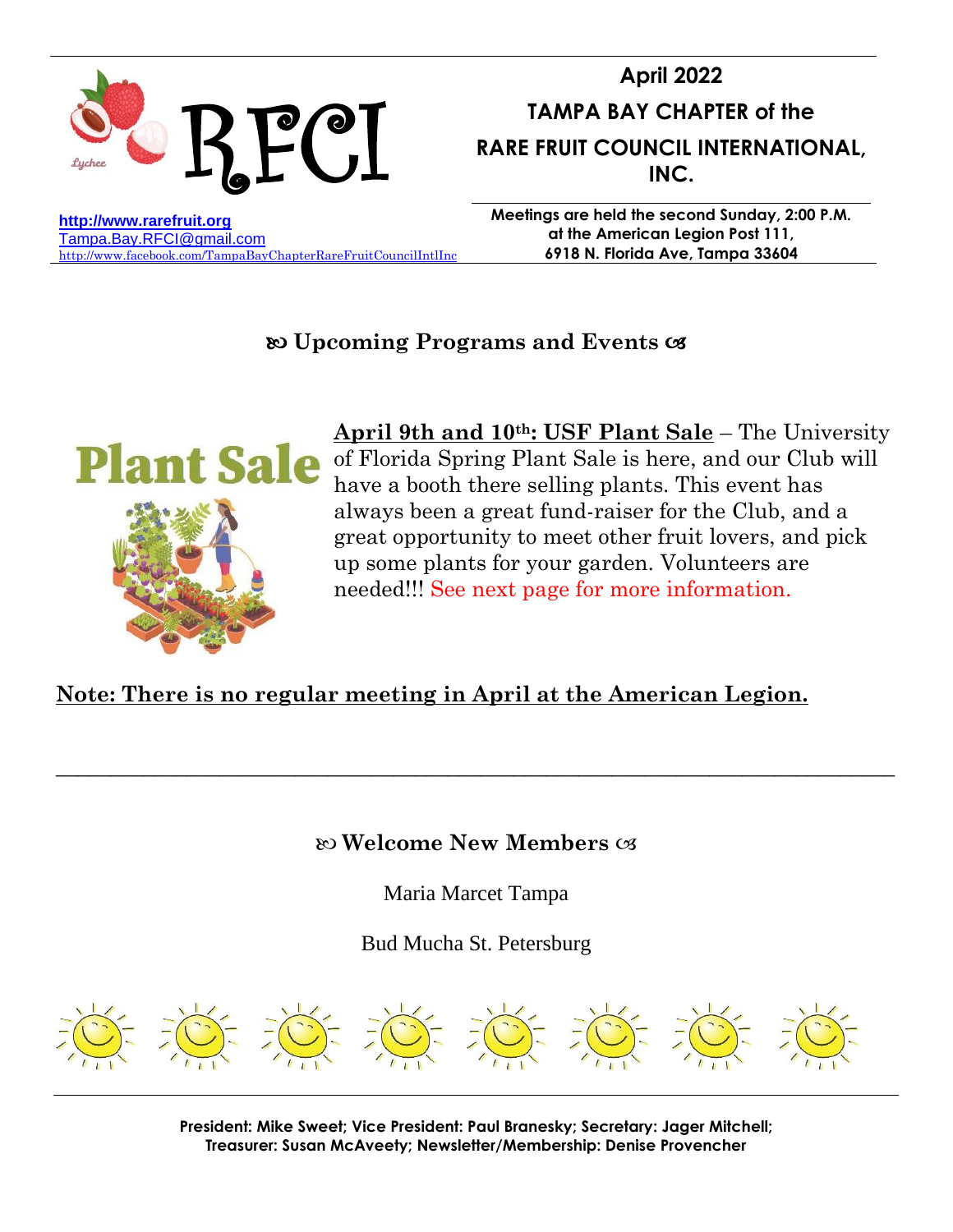RFCI

**April 2022**

**TAMPA BAY CHAPTER of the RARE FRUIT COUNCIL INTERNATIONAL, INC.**

http://www.rarefruit.org
Tampa.Bay.RFCI@gmail.com
http://www.facebook.com/TampaBayChapterRareFruitCouncilIntlInc

**Meetings are held the second Sunday, 2:00 P.M. at the American Legion Post 111, 6918 N. Florida Ave, Tampa 33604**

## Upcoming Programs and Events

**Plant Sale**

**April 9th and 10th: USF Plant Sale** – The University of Florida Spring Plant Sale is here, and our Club will have a booth there selling plants. This event has always been a great fund-raiser for the Club, and a great opportunity to meet other fruit lovers, and pick up some plants for your garden. Volunteers are needed!!! See next page for more information.

**Note: There is no regular meeting in April at the American Legion.**

---

## Welcome New Members

Maria Marcet Tampa

Bud Mucha St. Petersburg

---

**President: Mike Sweet; Vice President: Paul Branesky; Secretary: Jager Mitchell; Treasurer: Susan McAveety; Newsletter/Membership: Denise Provencher**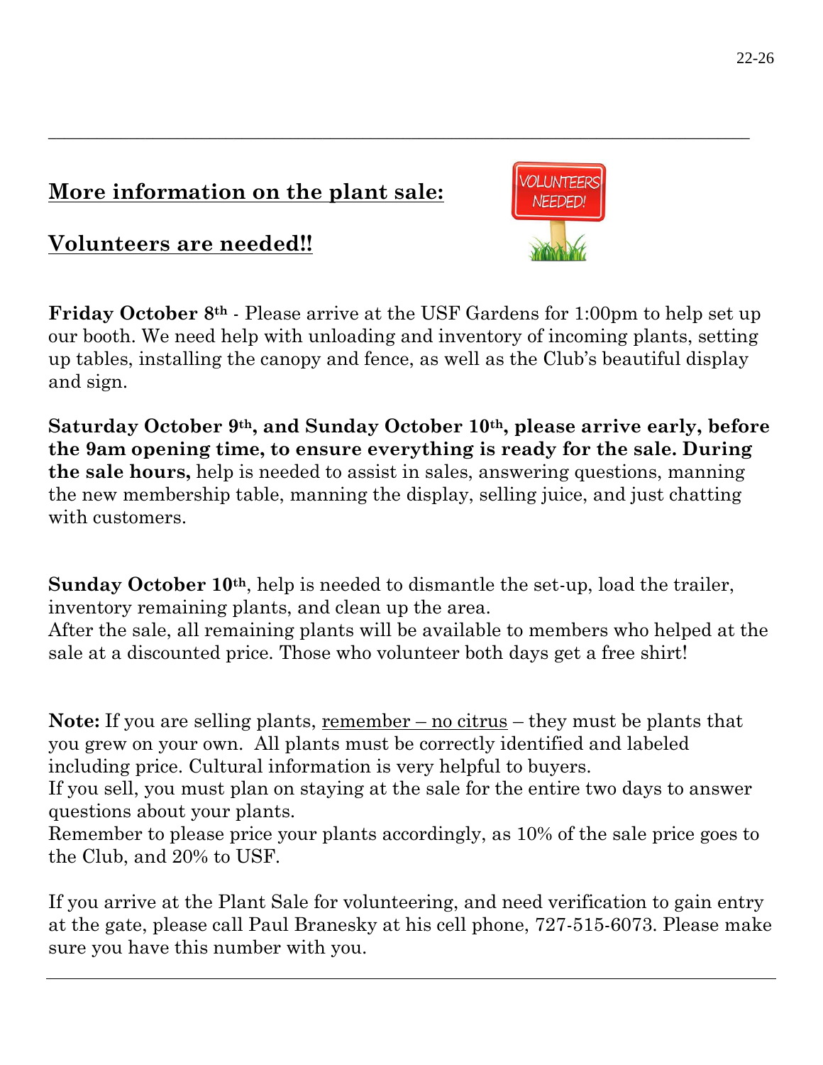## More information on the plant sale:

## Volunteers are needed!!

**Friday October 8th** - Please arrive at the USF Gardens for 1:00pm to help set up our booth. We need help with unloading and inventory of incoming plants, setting up tables, installing the canopy and fence, as well as the Club's beautiful display and sign.

**Saturday October 9th, and Sunday October 10th, please arrive early, before the 9am opening time, to ensure everything is ready for the sale. During the sale hours,** help is needed to assist in sales, answering questions, manning the new membership table, manning the display, selling juice, and just chatting with customers.

**Sunday October 10th**, help is needed to dismantle the set-up, load the trailer, inventory remaining plants, and clean up the area.
After the sale, all remaining plants will be available to members who helped at the sale at a discounted price. Those who volunteer both days get a free shirt!

**Note:** If you are selling plants, remember – no citrus – they must be plants that you grew on your own. All plants must be correctly identified and labeled including price. Cultural information is very helpful to buyers.
If you sell, you must plan on staying at the sale for the entire two days to answer questions about your plants.
Remember to please price your plants accordingly, as 10% of the sale price goes to the Club, and 20% to USF.

If you arrive at the Plant Sale for volunteering, and need verification to gain entry at the gate, please call Paul Branesky at his cell phone, 727-515-6073. Please make sure you have this number with you.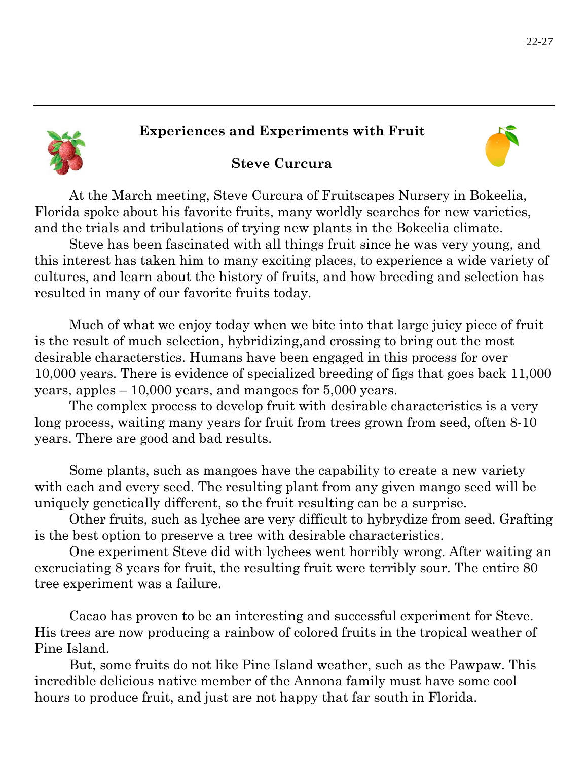## Experiences and Experiments with Fruit

### Steve Curcura

At the March meeting, Steve Curcura of Fruitscapes Nursery in Bokeelia, Florida spoke about his favorite fruits, many worldly searches for new varieties, and the trials and tribulations of trying new plants in the Bokeelia climate.

Steve has been fascinated with all things fruit since he was very young, and this interest has taken him to many exciting places, to experience a wide variety of cultures, and learn about the history of fruits, and how breeding and selection has resulted in many of our favorite fruits today.

Much of what we enjoy today when we bite into that large juicy piece of fruit is the result of much selection, hybridizing,and crossing to bring out the most desirable characterstics. Humans have been engaged in this process for over 10,000 years. There is evidence of specialized breeding of figs that goes back 11,000 years, apples – 10,000 years, and mangoes for 5,000 years.

The complex process to develop fruit with desirable characteristics is a very long process, waiting many years for fruit from trees grown from seed, often 8-10 years. There are good and bad results.

Some plants, such as mangoes have the capability to create a new variety with each and every seed. The resulting plant from any given mango seed will be uniquely genetically different, so the fruit resulting can be a surprise.

Other fruits, such as lychee are very difficult to hybrydize from seed. Grafting is the best option to preserve a tree with desirable characteristics.

One experiment Steve did with lychees went horribly wrong. After waiting an excruciating 8 years for fruit, the resulting fruit were terribly sour. The entire 80 tree experiment was a failure.

Cacao has proven to be an interesting and successful experiment for Steve. His trees are now producing a rainbow of colored fruits in the tropical weather of Pine Island.

But, some fruits do not like Pine Island weather, such as the Pawpaw. This incredible delicious native member of the Annona family must have some cool hours to produce fruit, and just are not happy that far south in Florida.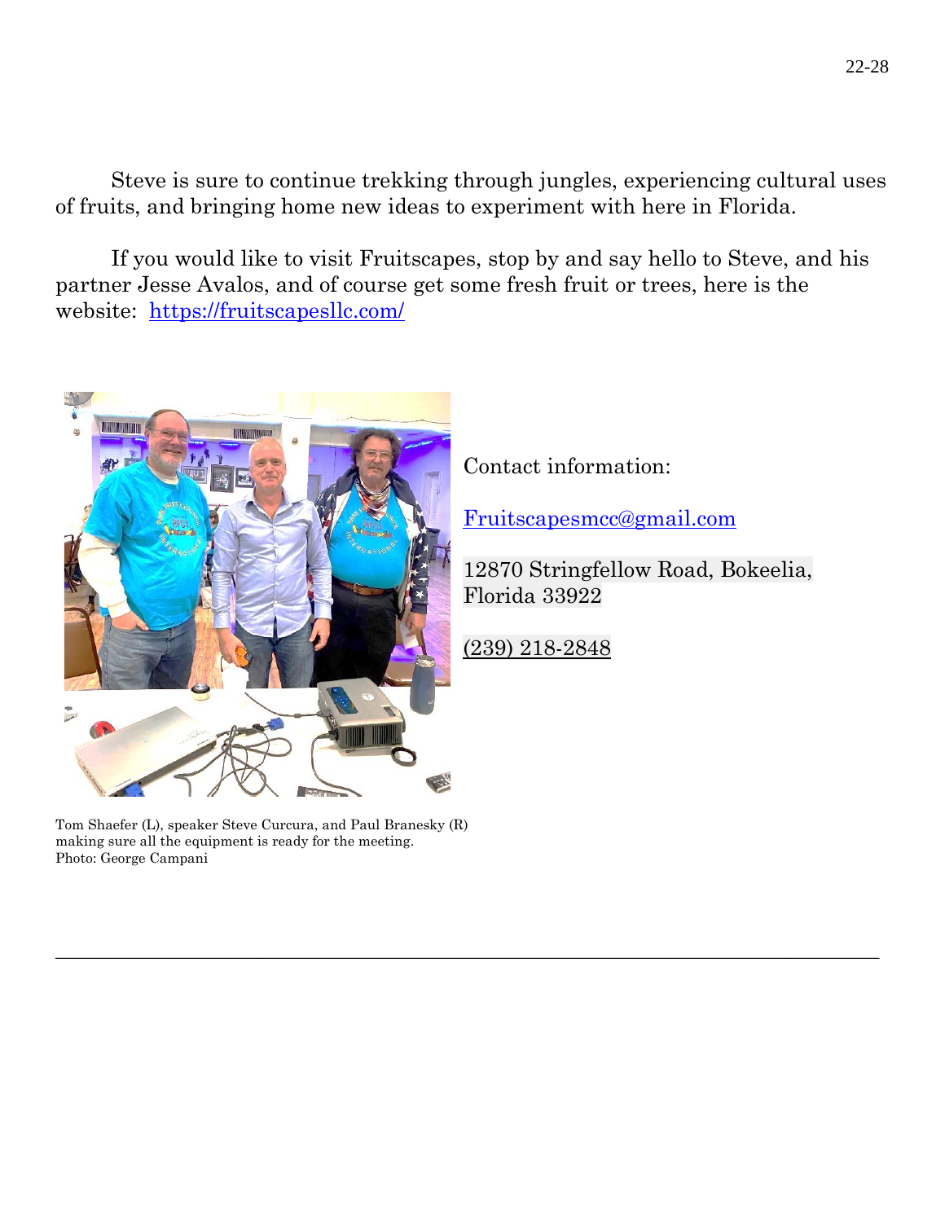Steve is sure to continue trekking through jungles, experiencing cultural uses of fruits, and bringing home new ideas to experiment with here in Florida.

If you would like to visit Fruitscapes, stop by and say hello to Steve, and his partner Jesse Avalos, and of course get some fresh fruit or trees, here is the website: https://fruitscapesllc.com/

Contact information:

Fruitscapesmcc@gmail.com

12870 Stringfellow Road, Bokeelia, Florida 33922

(239) 218-2848

Tom Shaefer (L), speaker Steve Curcura, and Paul Branesky (R) making sure all the equipment is ready for the meeting.
Photo: George Campani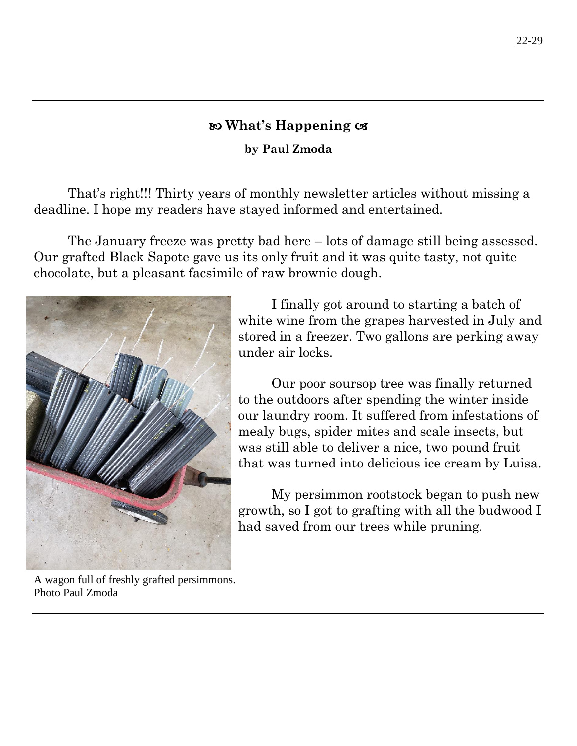## ꕥ What's Happening ꕥ

**by Paul Zmoda**

That's right!!! Thirty years of monthly newsletter articles without missing a deadline. I hope my readers have stayed informed and entertained.

The January freeze was pretty bad here – lots of damage still being assessed. Our grafted Black Sapote gave us its only fruit and it was quite tasty, not quite chocolate, but a pleasant facsimile of raw brownie dough.

I finally got around to starting a batch of white wine from the grapes harvested in July and stored in a freezer. Two gallons are perking away under air locks.

Our poor soursop tree was finally returned to the outdoors after spending the winter inside our laundry room. It suffered from infestations of mealy bugs, spider mites and scale insects, but was still able to deliver a nice, two pound fruit that was turned into delicious ice cream by Luisa.

My persimmon rootstock began to push new growth, so I got to grafting with all the budwood I had saved from our trees while pruning.

A wagon full of freshly grafted persimmons.
Photo Paul Zmoda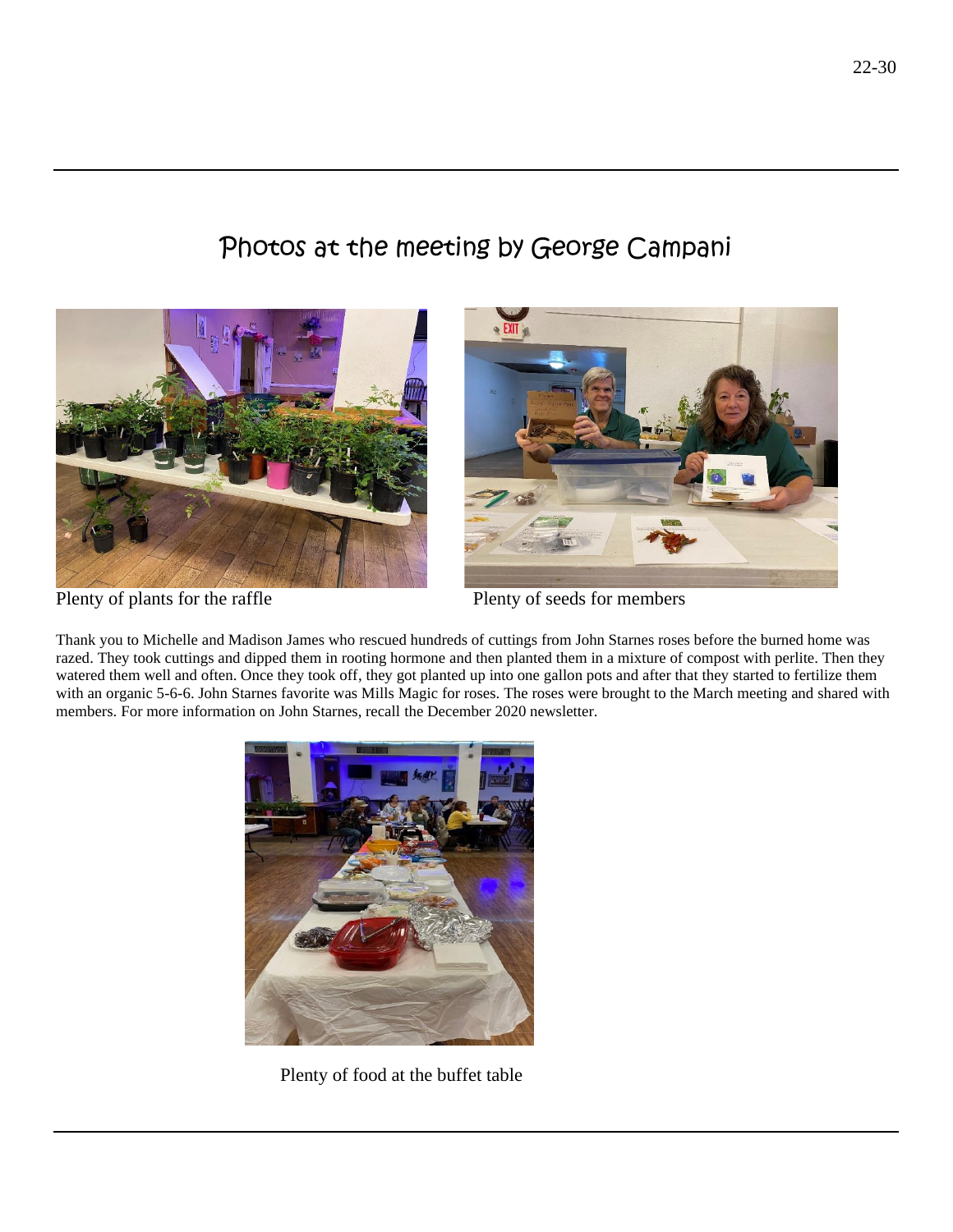# Photos at the meeting by George Campani

Plenty of plants for the raffle

Plenty of seeds for members

Thank you to Michelle and Madison James who rescued hundreds of cuttings from John Starnes roses before the burned home was razed. They took cuttings and dipped them in rooting hormone and then planted them in a mixture of compost with perlite. Then they watered them well and often. Once they took off, they got planted up into one gallon pots and after that they started to fertilize them with an organic 5-6-6. John Starnes favorite was Mills Magic for roses. The roses were brought to the March meeting and shared with members. For more information on John Starnes, recall the December 2020 newsletter.

Plenty of food at the buffet table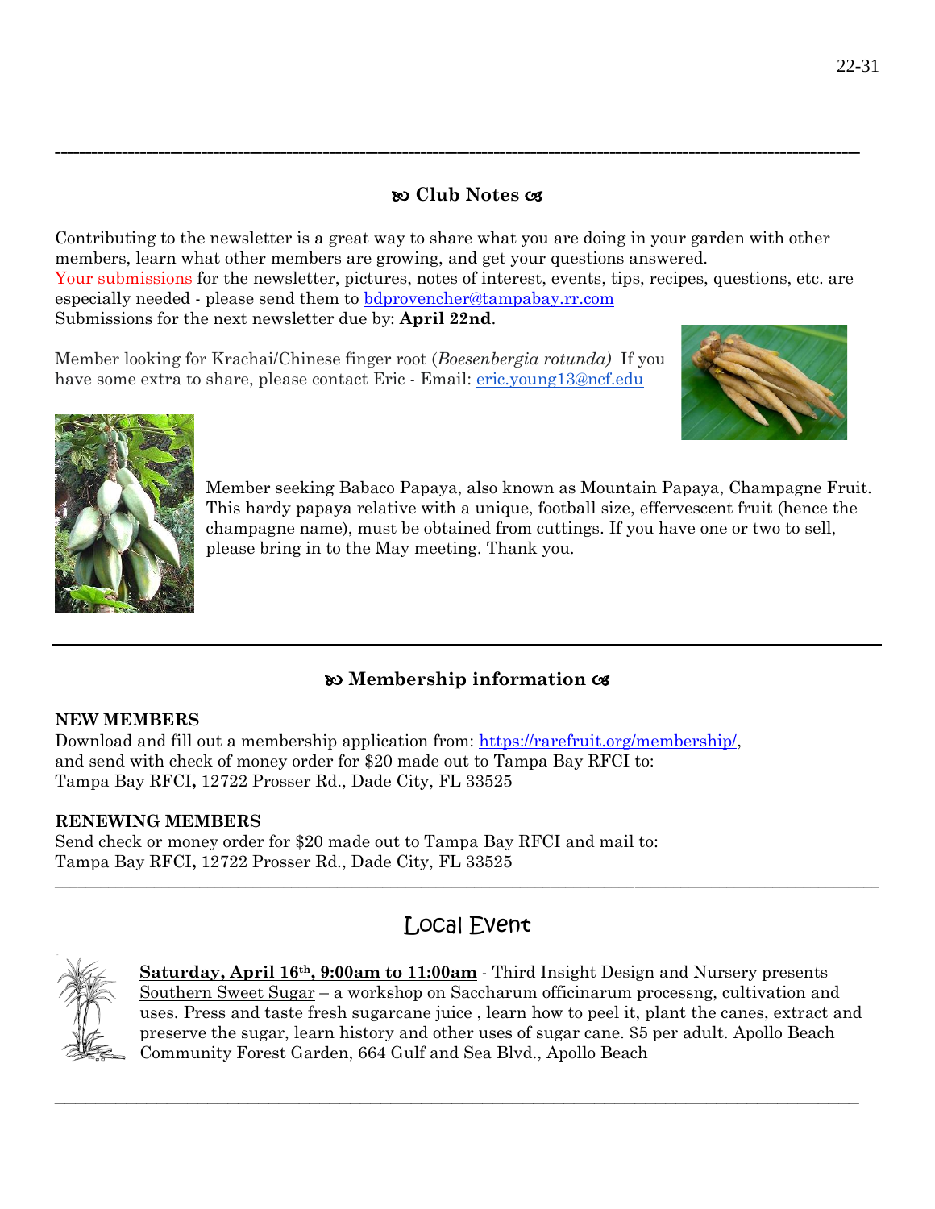## ꕥ Club Notes ꕥ

Contributing to the newsletter is a great way to share what you are doing in your garden with other members, learn what other members are growing, and get your questions answered.
Your submissions for the newsletter, pictures, notes of interest, events, tips, recipes, questions, etc. are especially needed - please send them to bdprovencher@tampabay.rr.com
Submissions for the next newsletter due by: **April 22nd**.

Member looking for Krachai/Chinese finger root (*Boesenbergia rotunda)* If you have some extra to share, please contact Eric - Email: eric.young13@ncf.edu

Member seeking Babaco Papaya, also known as Mountain Papaya, Champagne Fruit. This hardy papaya relative with a unique, football size, effervescent fruit (hence the champagne name), must be obtained from cuttings. If you have one or two to sell, please bring in to the May meeting. Thank you.

## ꕥ Membership information ꕥ

**NEW MEMBERS**
Download and fill out a membership application from: https://rarefruit.org/membership/, and send with check of money order for $20 made out to Tampa Bay RFCI to:
Tampa Bay RFCI**,** 12722 Prosser Rd., Dade City, FL 33525

**RENEWING MEMBERS**
Send check or money order for $20 made out to Tampa Bay RFCI and mail to:
Tampa Bay RFCI**,** 12722 Prosser Rd., Dade City, FL 33525

## Local Event

**Saturday, April 16th, 9:00am to 11:00am** - Third Insight Design and Nursery presents Southern Sweet Sugar – a workshop on Saccharum officinarum processng, cultivation and uses. Press and taste fresh sugarcane juice , learn how to peel it, plant the canes, extract and preserve the sugar, learn history and other uses of sugar cane. $5 per adult. Apollo Beach Community Forest Garden, 664 Gulf and Sea Blvd., Apollo Beach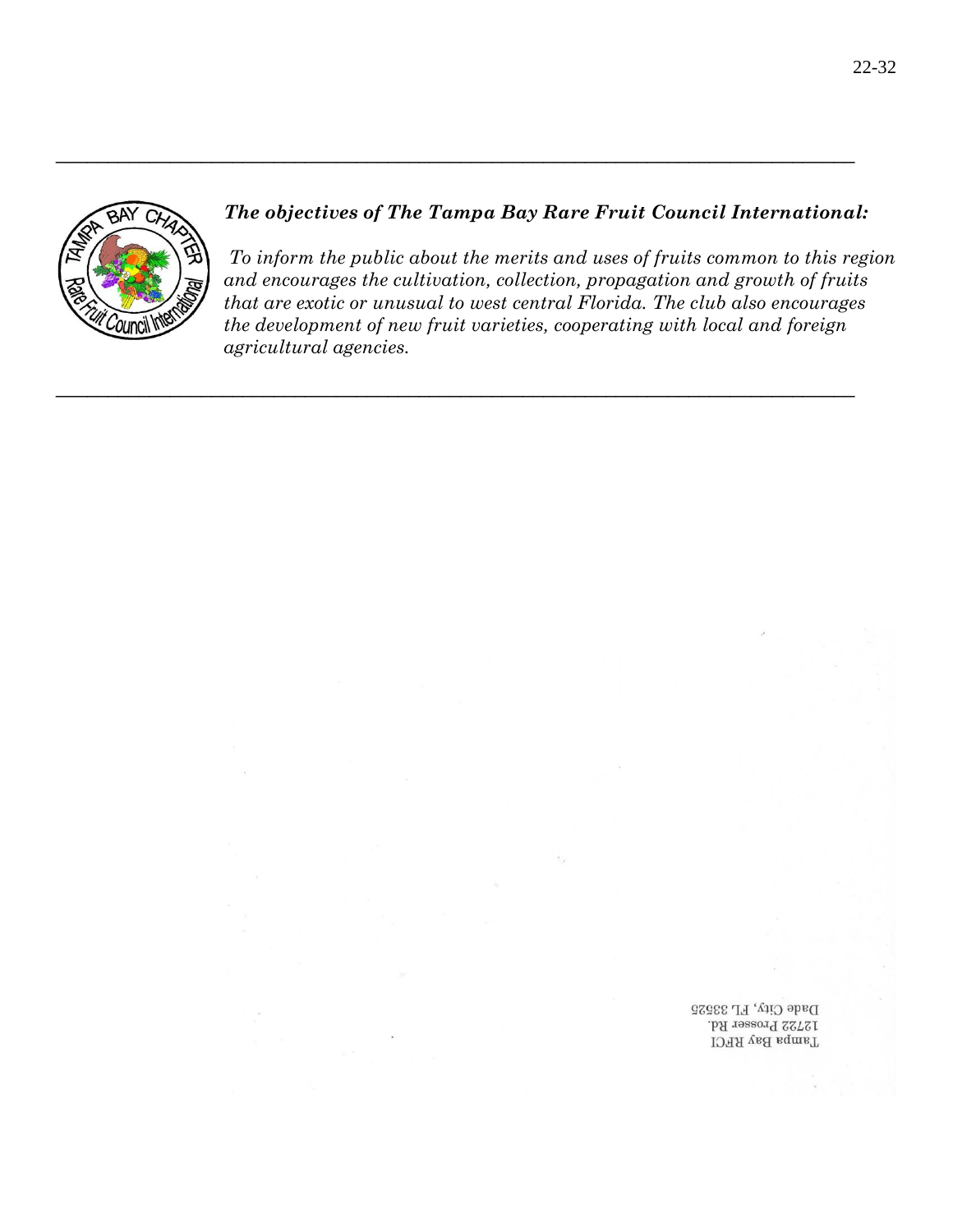### *The objectives of The Tampa Bay Rare Fruit Council International:*

*To inform the public about the merits and uses of fruits common to this region and encourages the cultivation, collection, propagation and growth of fruits that are exotic or unusual to west central Florida. The club also encourages the development of new fruit varieties, cooperating with local and foreign agricultural agencies.*

Tampa Bay RFCI
12722 Prosser Rd.
Dade City, FL 33525